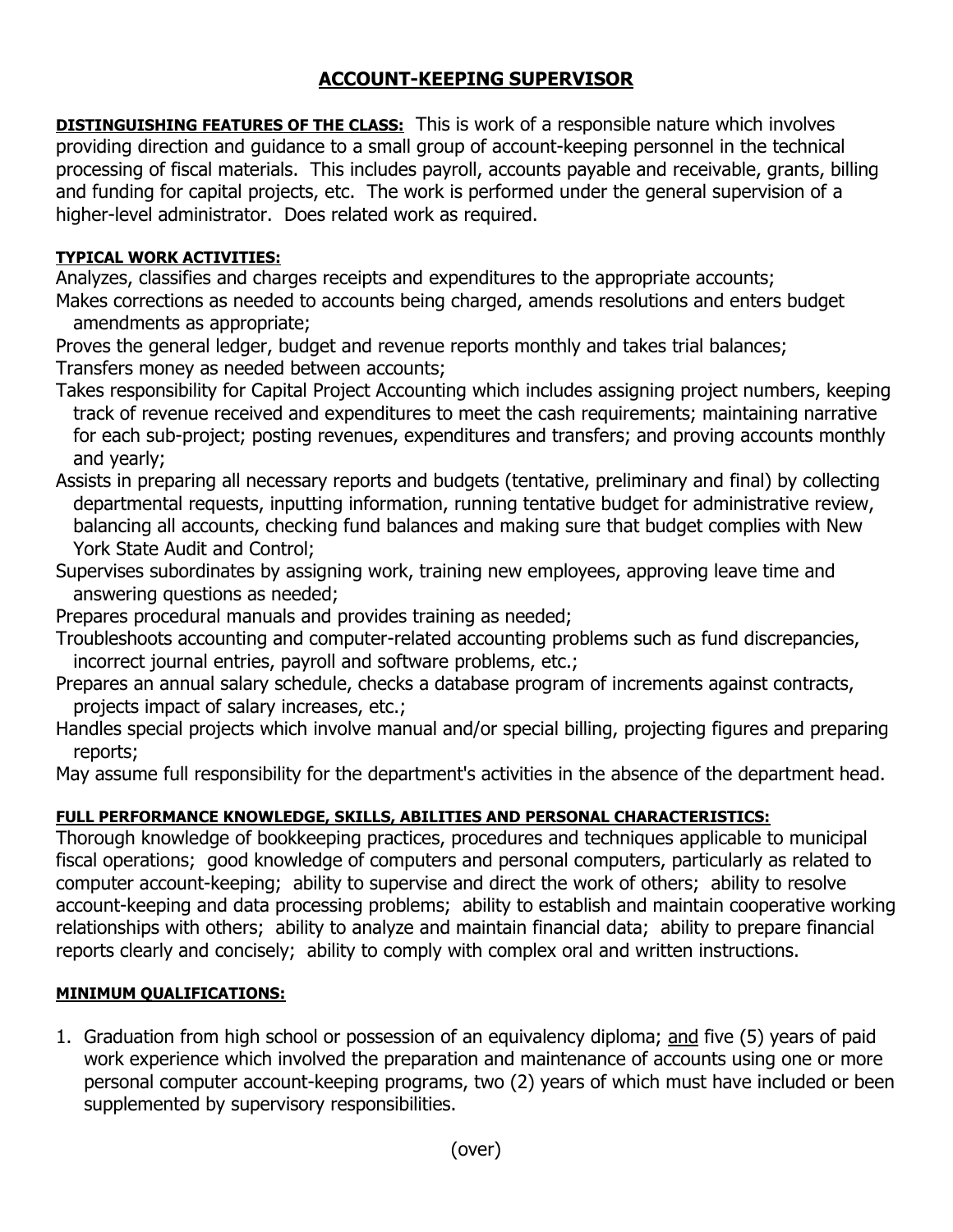# ACCOUNT-KEEPING SUPERVISOR

**DISTINGUISHING FEATURES OF THE CLASS:** This is work of a responsible nature which involves providing direction and guidance to a small group of account-keeping personnel in the technical processing of fiscal materials. This includes payroll, accounts payable and receivable, grants, billing and funding for capital projects, etc. The work is performed under the general supervision of a higher-level administrator. Does related work as required.

**TYPICAL WORK ACTIVITIES:**

Analyzes, classifies and charges receipts and expenditures to the appropriate accounts;

Makes corrections as needed to accounts being charged, amends resolutions and enters budget amendments as appropriate;

Proves the general ledger, budget and revenue reports monthly and takes trial balances;

Transfers money as needed between accounts;

Takes responsibility for Capital Project Accounting which includes assigning project numbers, keeping track of revenue received and expenditures to meet the cash requirements; maintaining narrative for each sub-project; posting revenues, expenditures and transfers; and proving accounts monthly and yearly;

Assists in preparing all necessary reports and budgets (tentative, preliminary and final) by collecting departmental requests, inputting information, running tentative budget for administrative review, balancing all accounts, checking fund balances and making sure that budget complies with New York State Audit and Control;

Supervises subordinates by assigning work, training new employees, approving leave time and answering questions as needed;

Prepares procedural manuals and provides training as needed;

Troubleshoots accounting and computer-related accounting problems such as fund discrepancies, incorrect journal entries, payroll and software problems, etc.;

Prepares an annual salary schedule, checks a database program of increments against contracts, projects impact of salary increases, etc.;

Handles special projects which involve manual and/or special billing, projecting figures and preparing reports;

May assume full responsibility for the department's activities in the absence of the department head.

**FULL PERFORMANCE KNOWLEDGE, SKILLS, ABILITIES AND PERSONAL CHARACTERISTICS:**

Thorough knowledge of bookkeeping practices, procedures and techniques applicable to municipal fiscal operations; good knowledge of computers and personal computers, particularly as related to computer account-keeping; ability to supervise and direct the work of others; ability to resolve account-keeping and data processing problems; ability to establish and maintain cooperative working relationships with others; ability to analyze and maintain financial data; ability to prepare financial reports clearly and concisely; ability to comply with complex oral and written instructions.

**MINIMUM QUALIFICATIONS:**

1. Graduation from high school or possession of an equivalency diploma; and five (5) years of paid work experience which involved the preparation and maintenance of accounts using one or more personal computer account-keeping programs, two (2) years of which must have included or been supplemented by supervisory responsibilities.

(over)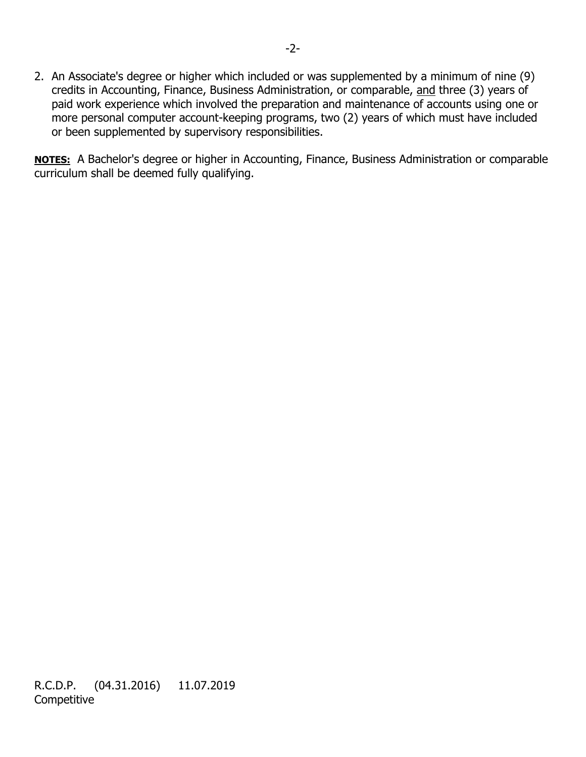2. An Associate's degree or higher which included or was supplemented by a minimum of nine (9) credits in Accounting, Finance, Business Administration, or comparable, <u>and</u> three (3) years of paid work experience which involved the preparation and maintenance of accounts using one or more personal computer account-keeping programs, two (2) years of which must have included or been supplemented by supervisory responsibilities.

**<u>NOTES:</u>** A Bachelor's degree or higher in Accounting, Finance, Business Administration or comparable curriculum shall be deemed fully qualifying.

R.C.D.P. (04.31.2016) 11.07.2019
Competitive